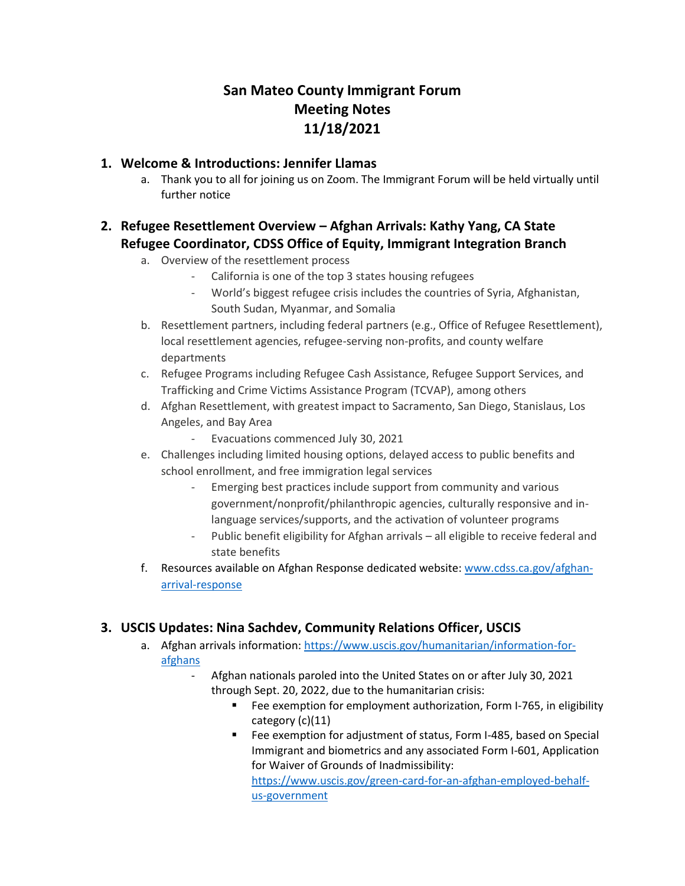# San Mateo County Immigrant Forum
# Meeting Notes
# 11/18/2021

## 1. Welcome & Introductions: Jennifer Llamas

a. Thank you to all for joining us on Zoom. The Immigrant Forum will be held virtually until further notice

## 2. Refugee Resettlement Overview – Afghan Arrivals: Kathy Yang, CA State Refugee Coordinator, CDSS Office of Equity, Immigrant Integration Branch

a. Overview of the resettlement process
   - California is one of the top 3 states housing refugees
   - World's biggest refugee crisis includes the countries of Syria, Afghanistan, South Sudan, Myanmar, and Somalia

b. Resettlement partners, including federal partners (e.g., Office of Refugee Resettlement), local resettlement agencies, refugee-serving non-profits, and county welfare departments

c. Refugee Programs including Refugee Cash Assistance, Refugee Support Services, and Trafficking and Crime Victims Assistance Program (TCVAP), among others

d. Afghan Resettlement, with greatest impact to Sacramento, San Diego, Stanislaus, Los Angeles, and Bay Area
   - Evacuations commenced July 30, 2021

e. Challenges including limited housing options, delayed access to public benefits and school enrollment, and free immigration legal services
   - Emerging best practices include support from community and various government/nonprofit/philanthropic agencies, culturally responsive and in-language services/supports, and the activation of volunteer programs
   - Public benefit eligibility for Afghan arrivals – all eligible to receive federal and state benefits

f. Resources available on Afghan Response dedicated website: [www.cdss.ca.gov/afghan-arrival-response](www.cdss.ca.gov/afghan-arrival-response)

## 3. USCIS Updates: Nina Sachdev, Community Relations Officer, USCIS

a. Afghan arrivals information: [https://www.uscis.gov/humanitarian/information-for-afghans](https://www.uscis.gov/humanitarian/information-for-afghans)
   - Afghan nationals paroled into the United States on or after July 30, 2021 through Sept. 20, 2022, due to the humanitarian crisis:
     - Fee exemption for employment authorization, Form I-765, in eligibility category (c)(11)
     - Fee exemption for adjustment of status, Form I-485, based on Special Immigrant and biometrics and any associated Form I-601, Application for Waiver of Grounds of Inadmissibility: [https://www.uscis.gov/green-card-for-an-afghan-employed-behalf-us-government](https://www.uscis.gov/green-card-for-an-afghan-employed-behalf-us-government)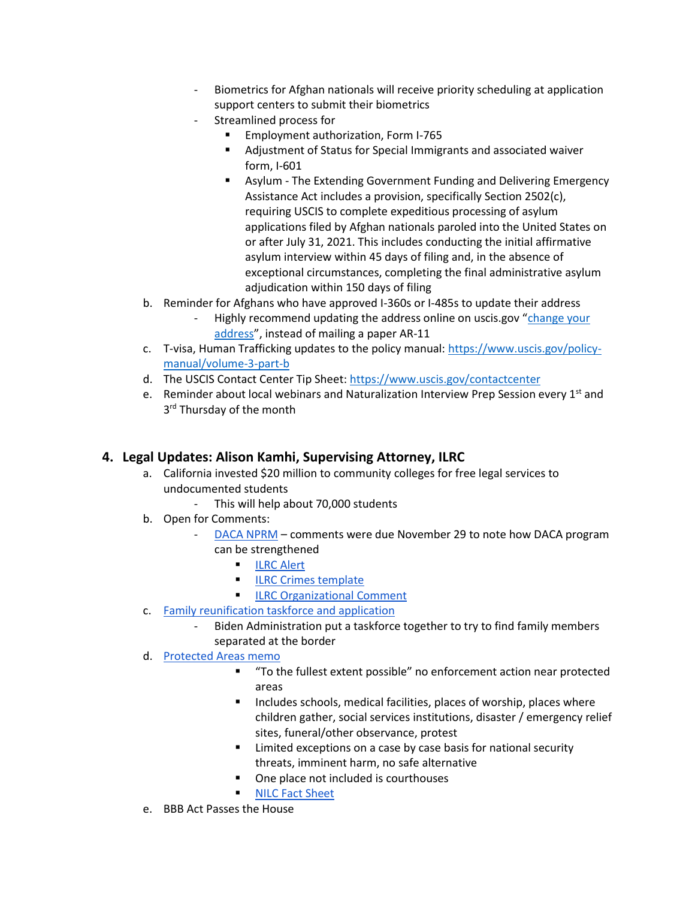- Biometrics for Afghan nationals will receive priority scheduling at application support centers to submit their biometrics
- Streamlined process for
  - Employment authorization, Form I-765
  - Adjustment of Status for Special Immigrants and associated waiver form, I-601
  - Asylum - The Extending Government Funding and Delivering Emergency Assistance Act includes a provision, specifically Section 2502(c), requiring USCIS to complete expeditious processing of asylum applications filed by Afghan nationals paroled into the United States on or after July 31, 2021. This includes conducting the initial affirmative asylum interview within 45 days of filing and, in the absence of exceptional circumstances, completing the final administrative asylum adjudication within 150 days of filing

b. Reminder for Afghans who have approved I-360s or I-485s to update their address
   - Highly recommend updating the address online on uscis.gov "change your address", instead of mailing a paper AR-11

c. T-visa, Human Trafficking updates to the policy manual: https://www.uscis.gov/policy-manual/volume-3-part-b

d. The USCIS Contact Center Tip Sheet: https://www.uscis.gov/contactcenter

e. Reminder about local webinars and Naturalization Interview Prep Session every 1st and 3rd Thursday of the month

## 4. Legal Updates: Alison Kamhi, Supervising Attorney, ILRC

a. California invested $20 million to community colleges for free legal services to undocumented students
   - This will help about 70,000 students

b. Open for Comments:
   - DACA NPRM – comments were due November 29 to note how DACA program can be strengthened
     - ILRC Alert
     - ILRC Crimes template
     - ILRC Organizational Comment

c. Family reunification taskforce and application
   - Biden Administration put a taskforce together to try to find family members separated at the border

d. Protected Areas memo
   - "To the fullest extent possible" no enforcement action near protected areas
   - Includes schools, medical facilities, places of worship, places where children gather, social services institutions, disaster / emergency relief sites, funeral/other observance, protest
   - Limited exceptions on a case by case basis for national security threats, imminent harm, no safe alternative
   - One place not included is courthouses
   - NILC Fact Sheet

e. BBB Act Passes the House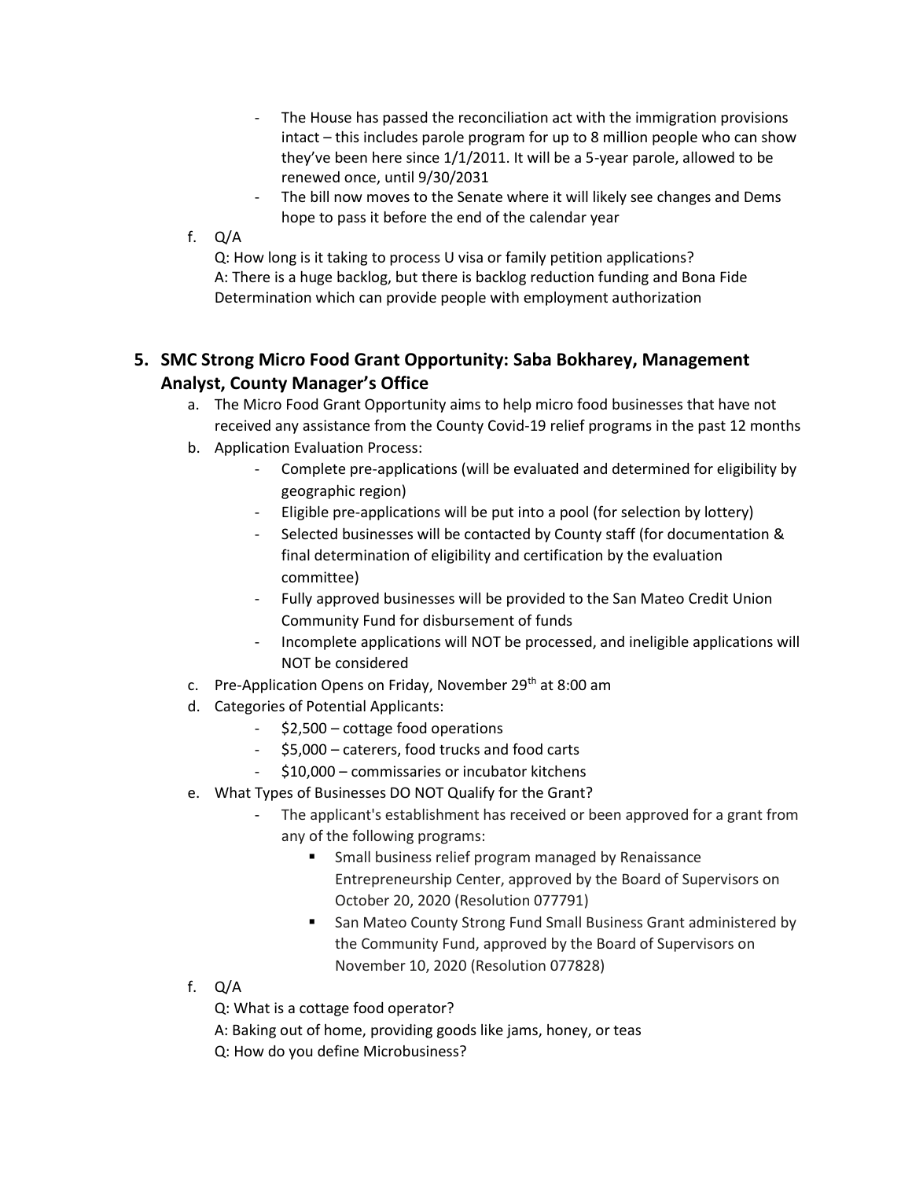- The House has passed the reconciliation act with the immigration provisions intact – this includes parole program for up to 8 million people who can show they've been here since 1/1/2011. It will be a 5-year parole, allowed to be renewed once, until 9/30/2031
- The bill now moves to the Senate where it will likely see changes and Dems hope to pass it before the end of the calendar year

f. Q/A

Q: How long is it taking to process U visa or family petition applications?

A: There is a huge backlog, but there is backlog reduction funding and Bona Fide Determination which can provide people with employment authorization

## 5. SMC Strong Micro Food Grant Opportunity: Saba Bokharey, Management Analyst, County Manager's Office

a. The Micro Food Grant Opportunity aims to help micro food businesses that have not received any assistance from the County Covid-19 relief programs in the past 12 months

b. Application Evaluation Process:
- Complete pre-applications (will be evaluated and determined for eligibility by geographic region)
- Eligible pre-applications will be put into a pool (for selection by lottery)
- Selected businesses will be contacted by County staff (for documentation & final determination of eligibility and certification by the evaluation committee)
- Fully approved businesses will be provided to the San Mateo Credit Union Community Fund for disbursement of funds
- Incomplete applications will NOT be processed, and ineligible applications will NOT be considered

c. Pre-Application Opens on Friday, November 29th at 8:00 am

d. Categories of Potential Applicants:
- $2,500 – cottage food operations
- $5,000 – caterers, food trucks and food carts
- $10,000 – commissaries or incubator kitchens

e. What Types of Businesses DO NOT Qualify for the Grant?
- The applicant's establishment has received or been approved for a grant from any of the following programs:
  - Small business relief program managed by Renaissance Entrepreneurship Center, approved by the Board of Supervisors on October 20, 2020 (Resolution 077791)
  - San Mateo County Strong Fund Small Business Grant administered by the Community Fund, approved by the Board of Supervisors on November 10, 2020 (Resolution 077828)

f. Q/A

Q: What is a cottage food operator?

A: Baking out of home, providing goods like jams, honey, or teas

Q: How do you define Microbusiness?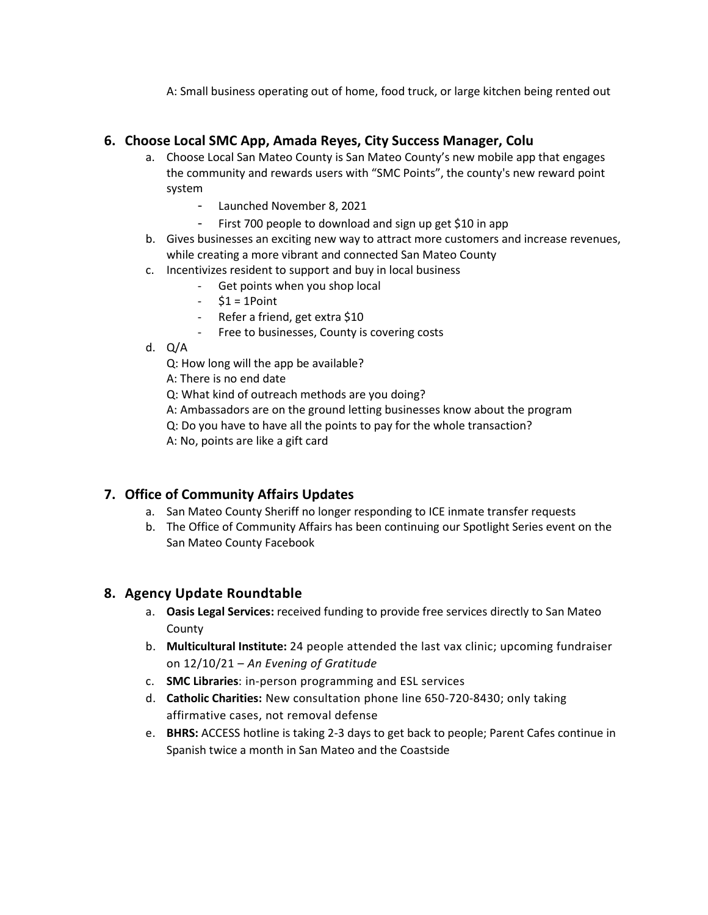A: Small business operating out of home, food truck, or large kitchen being rented out

## 6. Choose Local SMC App, Amada Reyes, City Success Manager, Colu

a. Choose Local San Mateo County is San Mateo County's new mobile app that engages the community and rewards users with "SMC Points", the county's new reward point system
   - Launched November 8, 2021
   - First 700 people to download and sign up get $10 in app

b. Gives businesses an exciting new way to attract more customers and increase revenues, while creating a more vibrant and connected San Mateo County

c. Incentivizes resident to support and buy in local business
   - Get points when you shop local
   - $1 = 1Point
   - Refer a friend, get extra $10
   - Free to businesses, County is covering costs

d. Q/A

   Q: How long will the app be available?
   A: There is no end date
   Q: What kind of outreach methods are you doing?
   A: Ambassadors are on the ground letting businesses know about the program
   Q: Do you have to have all the points to pay for the whole transaction?
   A: No, points are like a gift card

## 7. Office of Community Affairs Updates

a. San Mateo County Sheriff no longer responding to ICE inmate transfer requests

b. The Office of Community Affairs has been continuing our Spotlight Series event on the San Mateo County Facebook

## 8. Agency Update Roundtable

a. **Oasis Legal Services:** received funding to provide free services directly to San Mateo County

b. **Multicultural Institute:** 24 people attended the last vax clinic; upcoming fundraiser on 12/10/21 – *An Evening of Gratitude*

c. **SMC Libraries**: in-person programming and ESL services

d. **Catholic Charities:** New consultation phone line 650-720-8430; only taking affirmative cases, not removal defense

e. **BHRS:** ACCESS hotline is taking 2-3 days to get back to people; Parent Cafes continue in Spanish twice a month in San Mateo and the Coastside